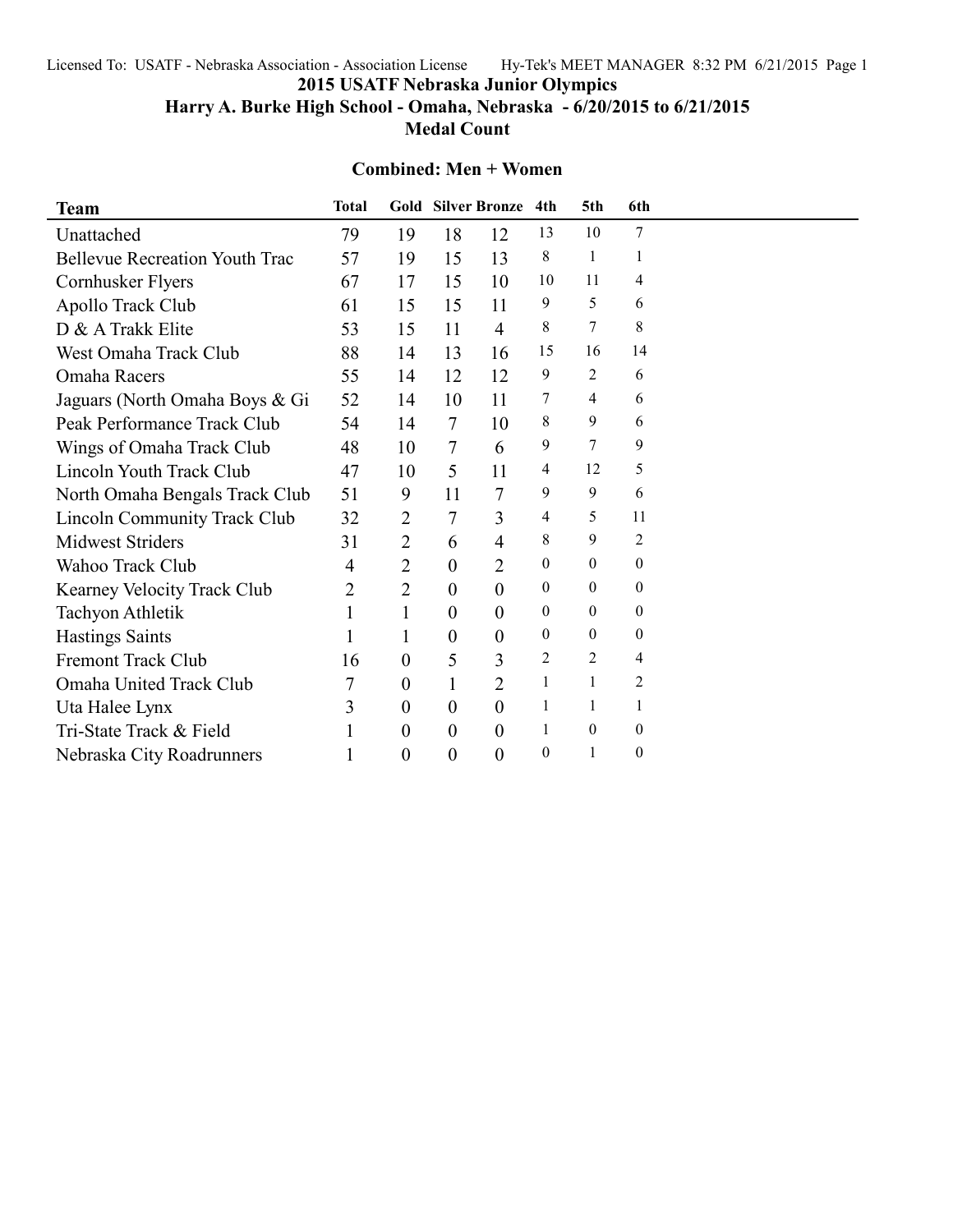# 2015 USATF Nebraska Junior Olympics

## Harry A. Burke High School - Omaha, Nebraska - 6/20/2015 to 6/21/2015

## Medal Count

### Combined: Men + Women

| Team | Total | Gold | Silver | Bronze | 4th | 5th | 6th |
|---|---|---|---|---|---|---|---|
| Unattached | 79 | 19 | 18 | 12 | 13 | 10 | 7 |
| Bellevue Recreation Youth Trac | 57 | 19 | 15 | 13 | 8 | 1 | 1 |
| Cornhusker Flyers | 67 | 17 | 15 | 10 | 10 | 11 | 4 |
| Apollo Track Club | 61 | 15 | 15 | 11 | 9 | 5 | 6 |
| D & A Trakk Elite | 53 | 15 | 11 | 4 | 8 | 7 | 8 |
| West Omaha Track Club | 88 | 14 | 13 | 16 | 15 | 16 | 14 |
| Omaha Racers | 55 | 14 | 12 | 12 | 9 | 2 | 6 |
| Jaguars (North Omaha Boys & Gi | 52 | 14 | 10 | 11 | 7 | 4 | 6 |
| Peak Performance Track Club | 54 | 14 | 7 | 10 | 8 | 9 | 6 |
| Wings of Omaha Track Club | 48 | 10 | 7 | 6 | 9 | 7 | 9 |
| Lincoln Youth Track Club | 47 | 10 | 5 | 11 | 4 | 12 | 5 |
| North Omaha Bengals Track Club | 51 | 9 | 11 | 7 | 9 | 9 | 6 |
| Lincoln Community Track Club | 32 | 2 | 7 | 3 | 4 | 5 | 11 |
| Midwest Striders | 31 | 2 | 6 | 4 | 8 | 9 | 2 |
| Wahoo Track Club | 4 | 2 | 0 | 2 | 0 | 0 | 0 |
| Kearney Velocity Track Club | 2 | 2 | 0 | 0 | 0 | 0 | 0 |
| Tachyon Athletik | 1 | 1 | 0 | 0 | 0 | 0 | 0 |
| Hastings Saints | 1 | 1 | 0 | 0 | 0 | 0 | 0 |
| Fremont Track Club | 16 | 0 | 5 | 3 | 2 | 2 | 4 |
| Omaha United Track Club | 7 | 0 | 1 | 2 | 1 | 1 | 2 |
| Uta Halee Lynx | 3 | 0 | 0 | 0 | 1 | 1 | 1 |
| Tri-State Track & Field | 1 | 0 | 0 | 0 | 1 | 0 | 0 |
| Nebraska City Roadrunners | 1 | 0 | 0 | 0 | 0 | 1 | 0 |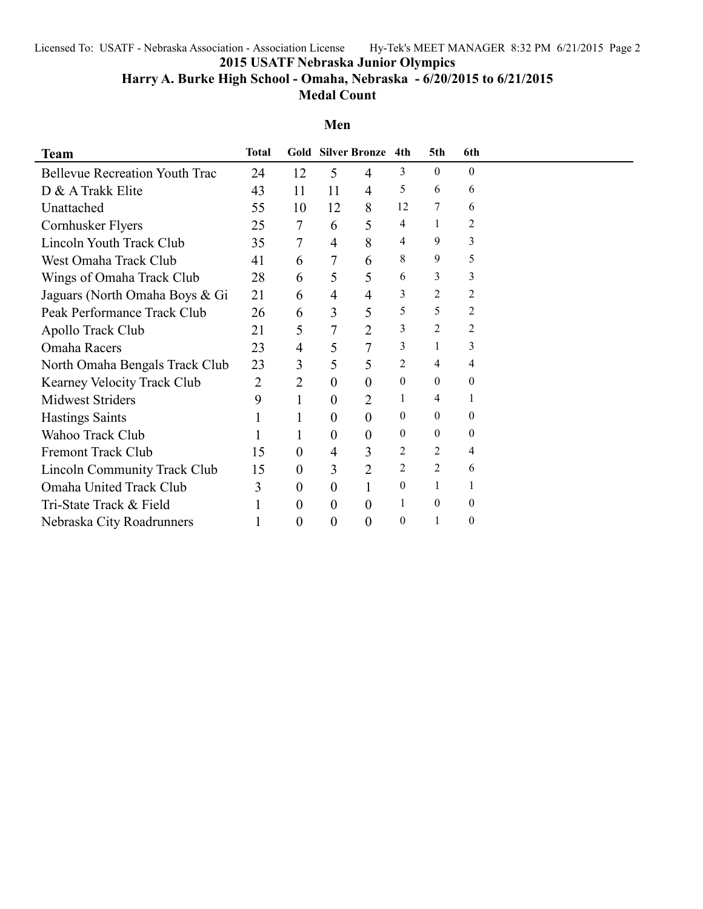# 2015 USATF Nebraska Junior Olympics

## Harry A. Burke High School - Omaha, Nebraska - 6/20/2015 to 6/21/2015

## Medal Count

### Men

| Team | Total | Gold | Silver | Bronze | 4th | 5th | 6th |
|---|---|---|---|---|---|---|---|
| Bellevue Recreation Youth Trac | 24 | 12 | 5 | 4 | 3 | 0 | 0 |
| D & A Trakk Elite | 43 | 11 | 11 | 4 | 5 | 6 | 6 |
| Unattached | 55 | 10 | 12 | 8 | 12 | 7 | 6 |
| Cornhusker Flyers | 25 | 7 | 6 | 5 | 4 | 1 | 2 |
| Lincoln Youth Track Club | 35 | 7 | 4 | 8 | 4 | 9 | 3 |
| West Omaha Track Club | 41 | 6 | 7 | 6 | 8 | 9 | 5 |
| Wings of Omaha Track Club | 28 | 6 | 5 | 5 | 6 | 3 | 3 |
| Jaguars (North Omaha Boys & Gi | 21 | 6 | 4 | 4 | 3 | 2 | 2 |
| Peak Performance Track Club | 26 | 6 | 3 | 5 | 5 | 5 | 2 |
| Apollo Track Club | 21 | 5 | 7 | 2 | 3 | 2 | 2 |
| Omaha Racers | 23 | 4 | 5 | 7 | 3 | 1 | 3 |
| North Omaha Bengals Track Club | 23 | 3 | 5 | 5 | 2 | 4 | 4 |
| Kearney Velocity Track Club | 2 | 2 | 0 | 0 | 0 | 0 | 0 |
| Midwest Striders | 9 | 1 | 0 | 2 | 1 | 4 | 1 |
| Hastings Saints | 1 | 1 | 0 | 0 | 0 | 0 | 0 |
| Wahoo Track Club | 1 | 1 | 0 | 0 | 0 | 0 | 0 |
| Fremont Track Club | 15 | 0 | 4 | 3 | 2 | 2 | 4 |
| Lincoln Community Track Club | 15 | 0 | 3 | 2 | 2 | 2 | 6 |
| Omaha United Track Club | 3 | 0 | 0 | 1 | 0 | 1 | 1 |
| Tri-State Track & Field | 1 | 0 | 0 | 0 | 1 | 0 | 0 |
| Nebraska City Roadrunners | 1 | 0 | 0 | 0 | 0 | 1 | 0 |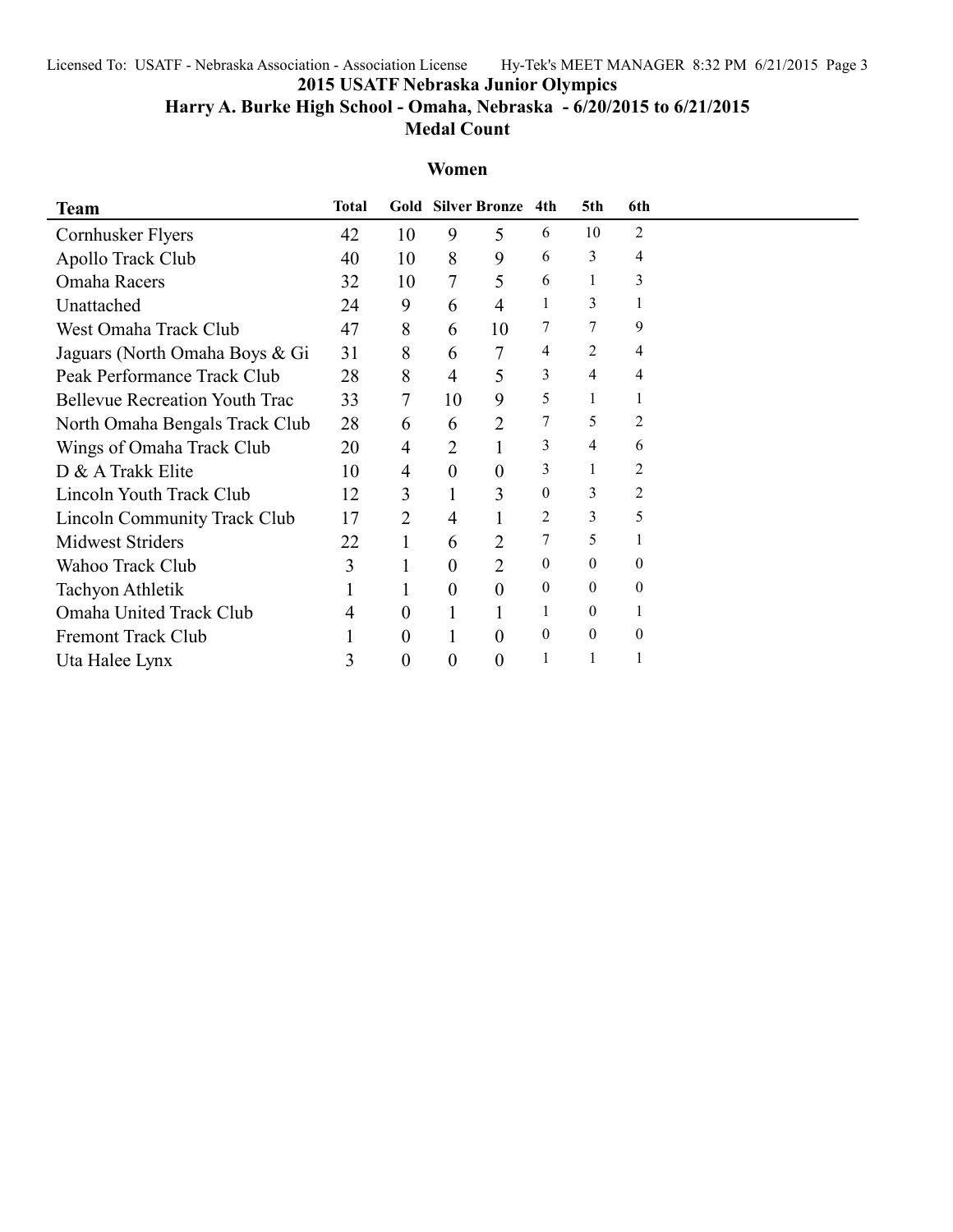## 2015 USATF Nebraska Junior Olympics

**Harry A. Burke High School - Omaha, Nebraska - 6/20/2015 to 6/21/2015**

**Medal Count**

### Women

| Team | Total | Gold | Silver | Bronze | 4th | 5th | 6th |
|---|---|---|---|---|---|---|---|
| Cornhusker Flyers | 42 | 10 | 9 | 5 | 6 | 10 | 2 |
| Apollo Track Club | 40 | 10 | 8 | 9 | 6 | 3 | 4 |
| Omaha Racers | 32 | 10 | 7 | 5 | 6 | 1 | 3 |
| Unattached | 24 | 9 | 6 | 4 | 1 | 3 | 1 |
| West Omaha Track Club | 47 | 8 | 6 | 10 | 7 | 7 | 9 |
| Jaguars (North Omaha Boys & Gi | 31 | 8 | 6 | 7 | 4 | 2 | 4 |
| Peak Performance Track Club | 28 | 8 | 4 | 5 | 3 | 4 | 4 |
| Bellevue Recreation Youth Trac | 33 | 7 | 10 | 9 | 5 | 1 | 1 |
| North Omaha Bengals Track Club | 28 | 6 | 6 | 2 | 7 | 5 | 2 |
| Wings of Omaha Track Club | 20 | 4 | 2 | 1 | 3 | 4 | 6 |
| D & A Trakk Elite | 10 | 4 | 0 | 0 | 3 | 1 | 2 |
| Lincoln Youth Track Club | 12 | 3 | 1 | 3 | 0 | 3 | 2 |
| Lincoln Community Track Club | 17 | 2 | 4 | 1 | 2 | 3 | 5 |
| Midwest Striders | 22 | 1 | 6 | 2 | 7 | 5 | 1 |
| Wahoo Track Club | 3 | 1 | 0 | 2 | 0 | 0 | 0 |
| Tachyon Athletik | 1 | 1 | 0 | 0 | 0 | 0 | 0 |
| Omaha United Track Club | 4 | 0 | 1 | 1 | 1 | 0 | 1 |
| Fremont Track Club | 1 | 0 | 1 | 0 | 0 | 0 | 0 |
| Uta Halee Lynx | 3 | 0 | 0 | 0 | 1 | 1 | 1 |